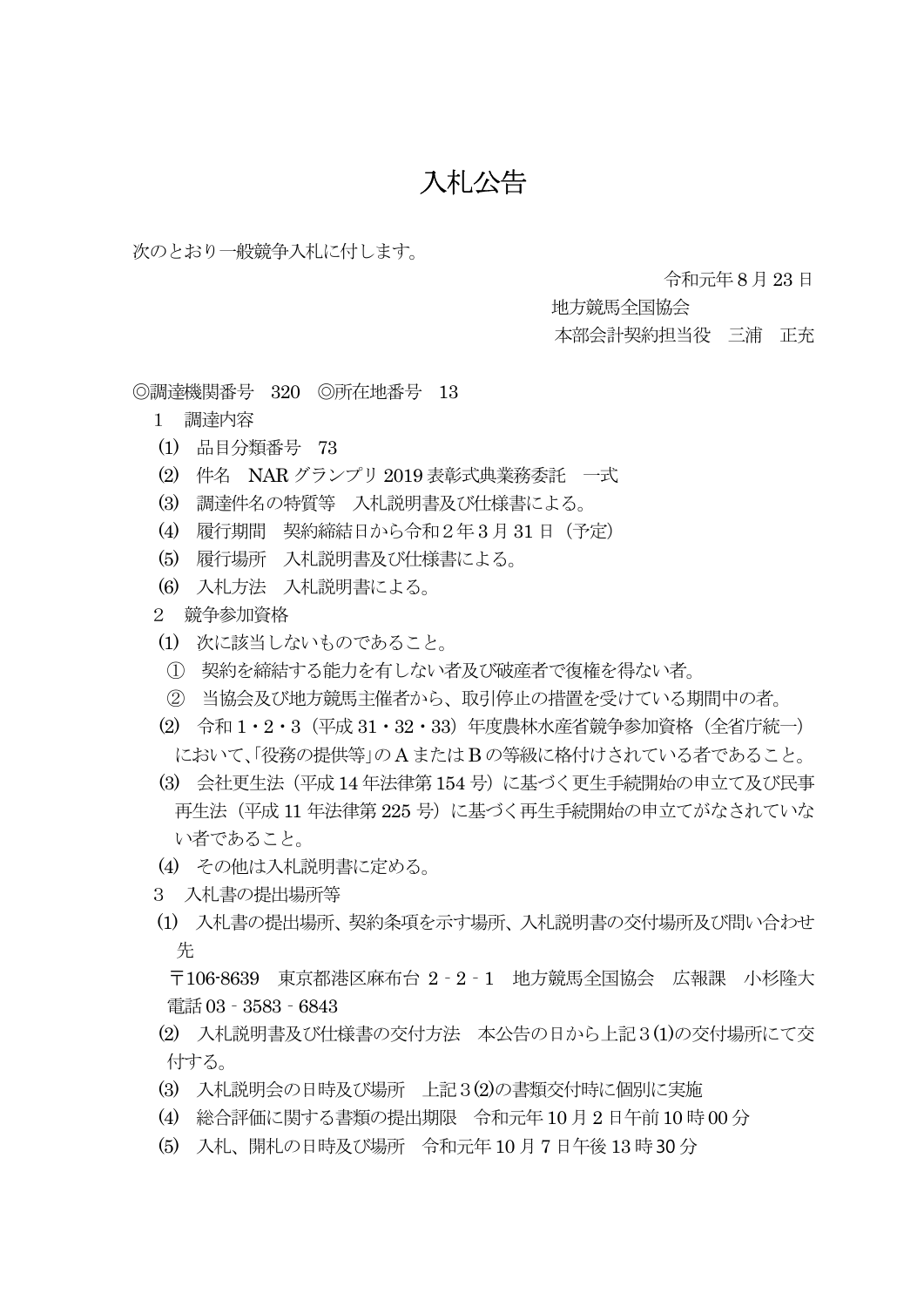# 入札公告

次のとおり一般競争入札に付します。

令和元年 8 月 23 日

地方競馬全国協会

本部会計契約担当役　三浦　正充

◎調達機関番号　320　◎所在地番号　13

1　調達内容

⑴　品目分類番号　73

⑵　件名　NAR グランプリ 2019 表彰式典業務委託　一式

⑶　調達件名の特質等　入札説明書及び仕様書による。

⑷　履行期間　契約締結日から令和２年３月 31 日（予定）

⑸　履行場所　入札説明書及び仕様書による。

⑹　入札方法　入札説明書による。

2　競争参加資格

⑴　次に該当しないものであること。

①　契約を締結する能力を有しない者及び破産者で復権を得ない者。

②　当協会及び地方競馬主催者から、取引停止の措置を受けている期間中の者。

⑵　令和 1・2・3（平成 31・32・33）年度農林水産省競争参加資格（全省庁統一）において、「役務の提供等」の A または B の等級に格付けされている者であること。

⑶　会社更生法（平成 14 年法律第 154 号）に基づく更生手続開始の申立て及び民事再生法（平成 11 年法律第 225 号）に基づく再生手続開始の申立てがなされていない者であること。

⑷　その他は入札説明書に定める。

3　入札書の提出場所等

⑴　入札書の提出場所、契約条項を示す場所、入札説明書の交付場所及び問い合わせ先

〒106-8639　東京都港区麻布台 2‐2‐1　地方競馬全国協会　広報課　小杉隆大
電話 03‐3583‐6843

⑵　入札説明書及び仕様書の交付方法　本公告の日から上記３⑴の交付場所にて交付する。

⑶　入札説明会の日時及び場所　上記３⑵の書類交付時に個別に実施

⑷　総合評価に関する書類の提出期限　令和元年 10 月 2 日午前 10 時 00 分

⑸　入札、開札の日時及び場所　令和元年 10 月 7 日午後 13 時 30 分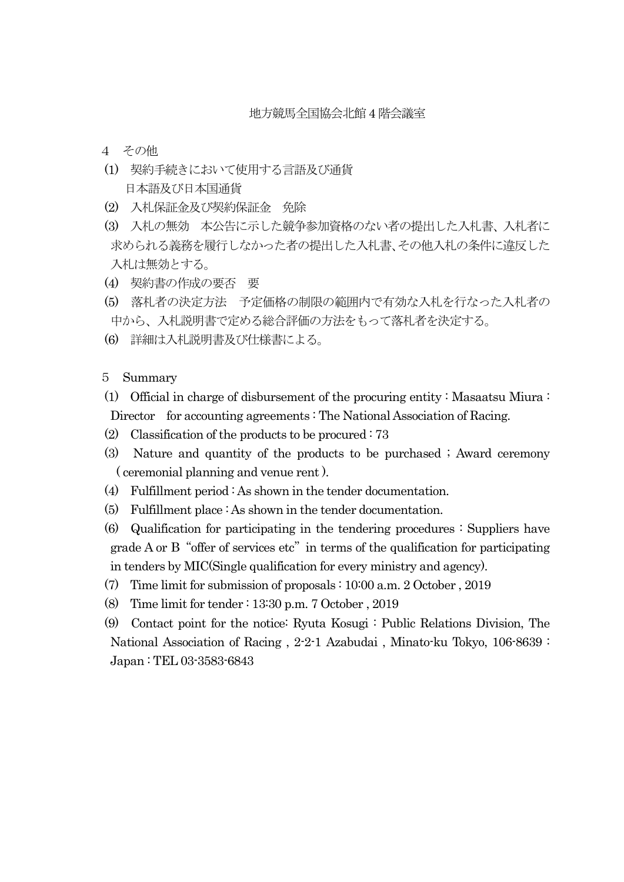地方競馬全国協会北館 4 階会議室

4　その他

(1)　契約手続きにおいて使用する言語及び通貨
　　日本語及び日本国通貨

(2)　入札保証金及び契約保証金　免除

(3)　入札の無効　本公告に示した競争参加資格のない者の提出した入札書、入札者に求められる義務を履行しなかった者の提出した入札書、その他入札の条件に違反した入札は無効とする。

(4)　契約書の作成の要否　要

(5)　落札者の決定方法　予定価格の制限の範囲内で有効な入札を行なった入札者の中から、入札説明書で定める総合評価の方法をもって落札者を決定する。

(6)　詳細は入札説明書及び仕様書による。

5　Summary

(1)　Official in charge of disbursement of the procuring entity : Masaatsu Miura : Director　for accounting agreements : The National Association of Racing.

(2)　Classification of the products to be procured : 73

(3)　Nature and quantity of the products to be purchased ; Award ceremony ( ceremonial planning and venue rent ).

(4)　Fulfillment period : As shown in the tender documentation.

(5)　Fulfillment place : As shown in the tender documentation.

(6)　Qualification for participating in the tendering procedures : Suppliers have grade A or B "offer of services etc" in terms of the qualification for participating in tenders by MIC(Single qualification for every ministry and agency).

(7)　Time limit for submission of proposals : 10:00 a.m. 2 October , 2019

(8)　Time limit for tender : 13:30 p.m. 7 October , 2019

(9)　Contact point for the notice: Ryuta Kosugi : Public Relations Division, The National Association of Racing , 2-2-1 Azabudai , Minato-ku Tokyo, 106-8639 : Japan : TEL 03-3583-6843